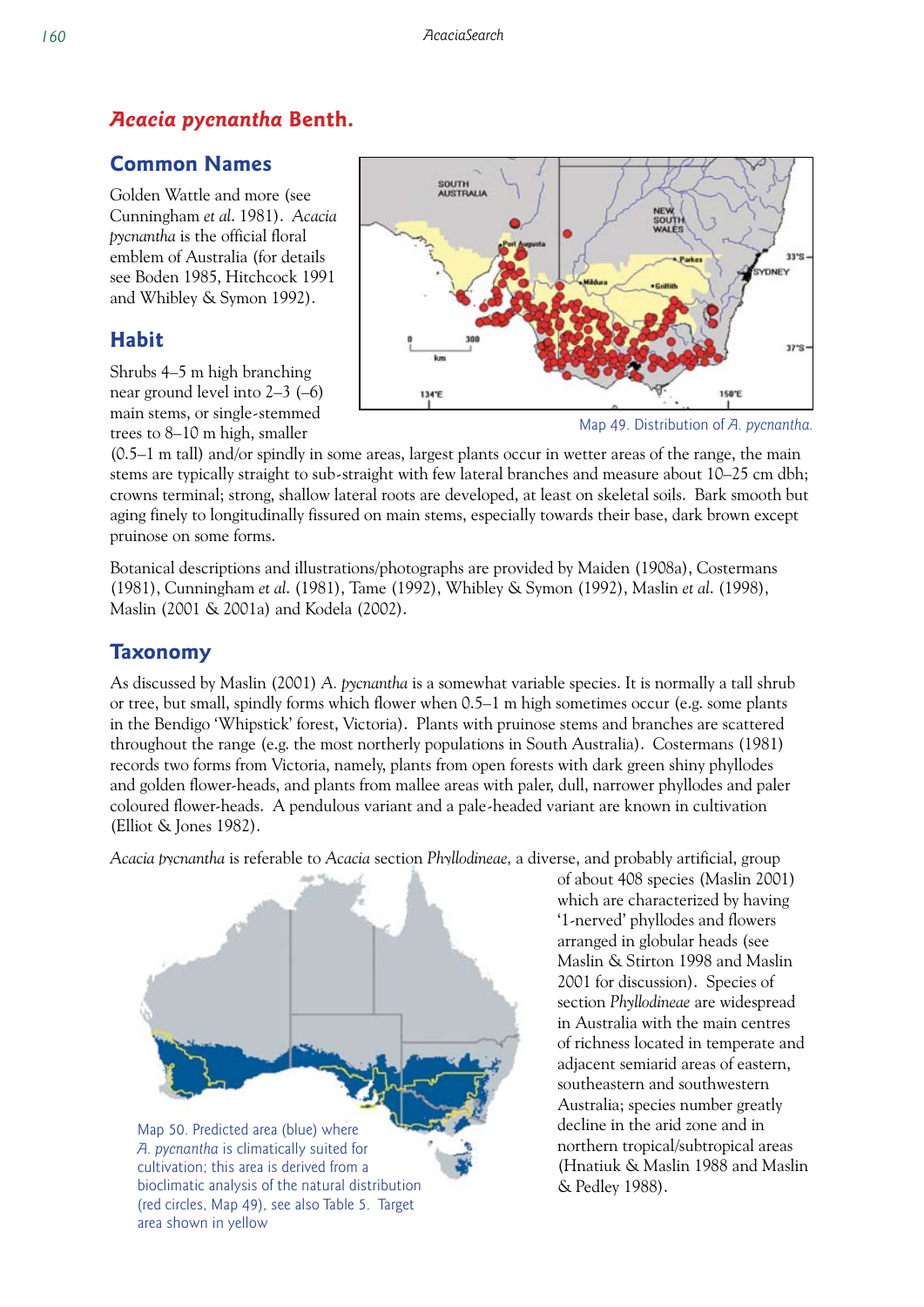# *Acacia pycnantha* Benth.

## Common Names

Golden Wattle and more (see Cunningham *et al*. 1981). *Acacia pycnantha* is the official floral emblem of Australia (for details see Boden 1985, Hitchcock 1991 and Whibley & Symon 1992).

Map 49. Distribution of *A. pycnantha*.

## Habit

Shrubs 4–5 m high branching near ground level into 2–3 (–6) main stems, or single-stemmed trees to 8–10 m high, smaller (0.5–1 m tall) and/or spindly in some areas, largest plants occur in wetter areas of the range, the main stems are typically straight to sub-straight with few lateral branches and measure about 10–25 cm dbh; crowns terminal; strong, shallow lateral roots are developed, at least on skeletal soils. Bark smooth but aging finely to longitudinally fissured on main stems, especially towards their base, dark brown except pruinose on some forms.

Botanical descriptions and illustrations/photographs are provided by Maiden (1908a), Costermans (1981), Cunningham *et al.* (1981), Tame (1992), Whibley & Symon (1992), Maslin *et al.* (1998), Maslin (2001 & 2001a) and Kodela (2002).

## Taxonomy

As discussed by Maslin (2001) *A. pycnantha* is a somewhat variable species. It is normally a tall shrub or tree, but small, spindly forms which flower when 0.5–1 m high sometimes occur (e.g. some plants in the Bendigo 'Whipstick' forest, Victoria). Plants with pruinose stems and branches are scattered throughout the range (e.g. the most northerly populations in South Australia). Costermans (1981) records two forms from Victoria, namely, plants from open forests with dark green shiny phyllodes and golden flower-heads, and plants from mallee areas with paler, dull, narrower phyllodes and paler coloured flower-heads. A pendulous variant and a pale-headed variant are known in cultivation (Elliot & Jones 1982).

*Acacia pycnantha* is referable to *Acacia* section *Phyllodineae*, a diverse, and probably artificial, group of about 408 species (Maslin 2001) which are characterized by having '1-nerved' phyllodes and flowers arranged in globular heads (see Maslin & Stirton 1998 and Maslin 2001 for discussion). Species of section *Phyllodineae* are widespread in Australia with the main centres of richness located in temperate and adjacent semiarid areas of eastern, southeastern and southwestern Australia; species number greatly decline in the arid zone and in northern tropical/subtropical areas (Hnatiuk & Maslin 1988 and Maslin & Pedley 1988).

Map 50. Predicted area (blue) where *A. pycnantha* is climatically suited for cultivation; this area is derived from a bioclimatic analysis of the natural distribution (red circles, Map 49), see also Table 5. Target area shown in yellow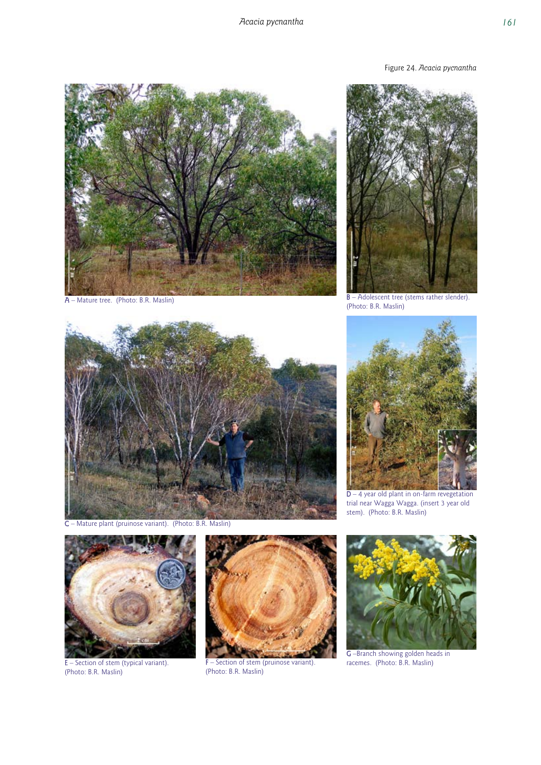Figure 24. *Acacia pycnantha*

A – Mature tree. (Photo: B.R. Maslin)

B – Adolescent tree (stems rather slender). (Photo: B.R. Maslin)

C – Mature plant (pruinose variant). (Photo: B.R. Maslin)

D – 4 year old plant in on-farm revegetation trial near Wagga Wagga. (insert 3 year old stem). (Photo: B.R. Maslin)

E – Section of stem (typical variant). (Photo: B.R. Maslin)

F – Section of stem (pruinose variant). (Photo: B.R. Maslin)

G –Branch showing golden heads in racemes. (Photo: B.R. Maslin)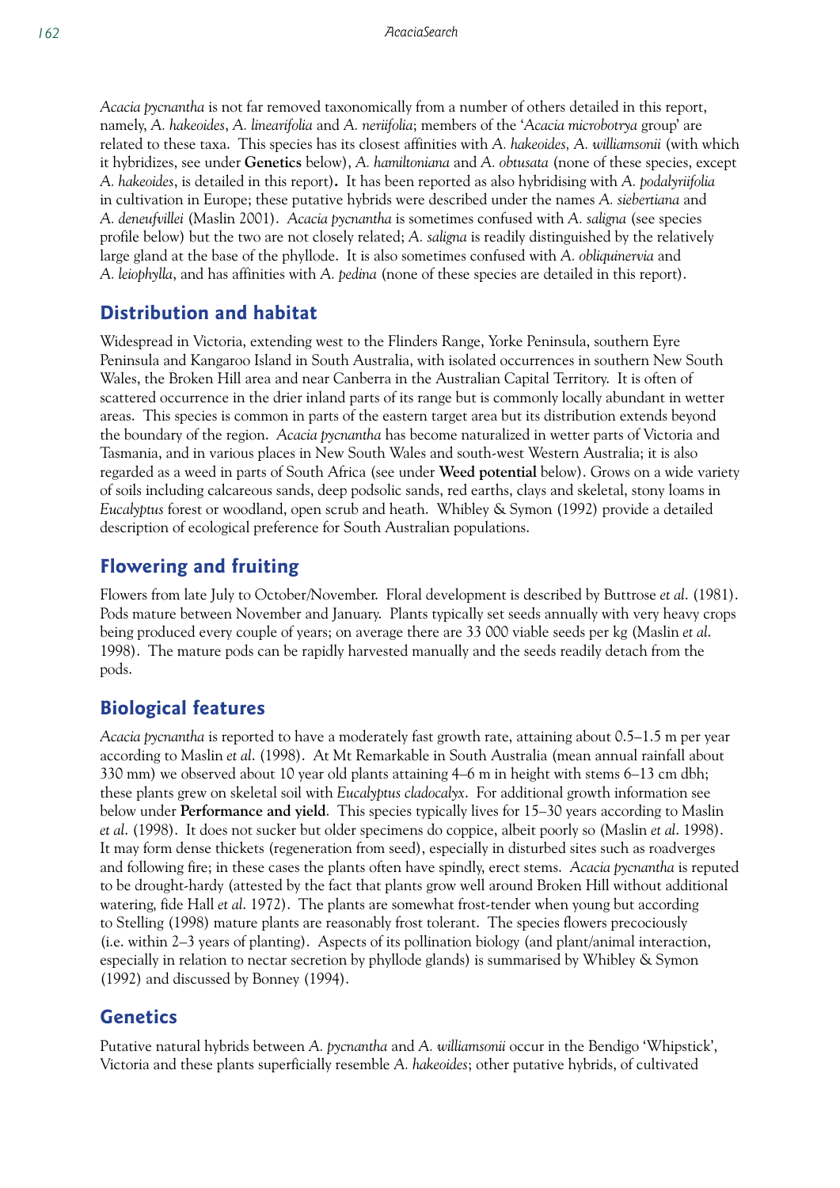*Acacia pycnantha* is not far removed taxonomically from a number of others detailed in this report, namely, *A. hakeoides*, *A. linearifolia* and *A. neriifolia*; members of the '*Acacia microbotrya* group' are related to these taxa. This species has its closest affinities with *A. hakeoides, A. williamsonii* (with which it hybridizes, see under **Genetics** below), *A. hamiltoniana* and *A. obtusata* (none of these species, except *A. hakeoides*, is detailed in this report)**.** It has been reported as also hybridising with *A. podalyriifolia* in cultivation in Europe; these putative hybrids were described under the names *A. siebertiana* and *A. deneufvillei* (Maslin 2001). *Acacia pycnantha* is sometimes confused with *A. saligna* (see species profile below) but the two are not closely related; *A. saligna* is readily distinguished by the relatively large gland at the base of the phyllode. It is also sometimes confused with *A. obliquinervia* and *A. leiophylla*, and has affinities with *A. pedina* (none of these species are detailed in this report).

## Distribution and habitat

Widespread in Victoria, extending west to the Flinders Range, Yorke Peninsula, southern Eyre Peninsula and Kangaroo Island in South Australia, with isolated occurrences in southern New South Wales, the Broken Hill area and near Canberra in the Australian Capital Territory. It is often of scattered occurrence in the drier inland parts of its range but is commonly locally abundant in wetter areas. This species is common in parts of the eastern target area but its distribution extends beyond the boundary of the region. *Acacia pycnantha* has become naturalized in wetter parts of Victoria and Tasmania, and in various places in New South Wales and south-west Western Australia; it is also regarded as a weed in parts of South Africa (see under **Weed potential** below). Grows on a wide variety of soils including calcareous sands, deep podsolic sands, red earths, clays and skeletal, stony loams in *Eucalyptus* forest or woodland, open scrub and heath. Whibley & Symon (1992) provide a detailed description of ecological preference for South Australian populations.

## Flowering and fruiting

Flowers from late July to October/November. Floral development is described by Buttrose *et al*. (1981). Pods mature between November and January. Plants typically set seeds annually with very heavy crops being produced every couple of years; on average there are 33 000 viable seeds per kg (Maslin *et al*. 1998). The mature pods can be rapidly harvested manually and the seeds readily detach from the pods.

## Biological features

*Acacia pycnantha* is reported to have a moderately fast growth rate, attaining about 0.5–1.5 m per year according to Maslin *et al*. (1998). At Mt Remarkable in South Australia (mean annual rainfall about 330 mm) we observed about 10 year old plants attaining 4–6 m in height with stems 6–13 cm dbh; these plants grew on skeletal soil with *Eucalyptus cladocalyx*. For additional growth information see below under **Performance and yield**. This species typically lives for 15–30 years according to Maslin *et al*. (1998). It does not sucker but older specimens do coppice, albeit poorly so (Maslin *et al*. 1998). It may form dense thickets (regeneration from seed), especially in disturbed sites such as roadverges and following fire; in these cases the plants often have spindly, erect stems. *Acacia pycnantha* is reputed to be drought-hardy (attested by the fact that plants grow well around Broken Hill without additional watering, fide Hall *et al*. 1972). The plants are somewhat frost-tender when young but according to Stelling (1998) mature plants are reasonably frost tolerant. The species flowers precociously (i.e. within 2–3 years of planting). Aspects of its pollination biology (and plant/animal interaction, especially in relation to nectar secretion by phyllode glands) is summarised by Whibley & Symon (1992) and discussed by Bonney (1994).

## Genetics

Putative natural hybrids between *A. pycnantha* and *A. williamsonii* occur in the Bendigo 'Whipstick', Victoria and these plants superficially resemble *A. hakeoides*; other putative hybrids, of cultivated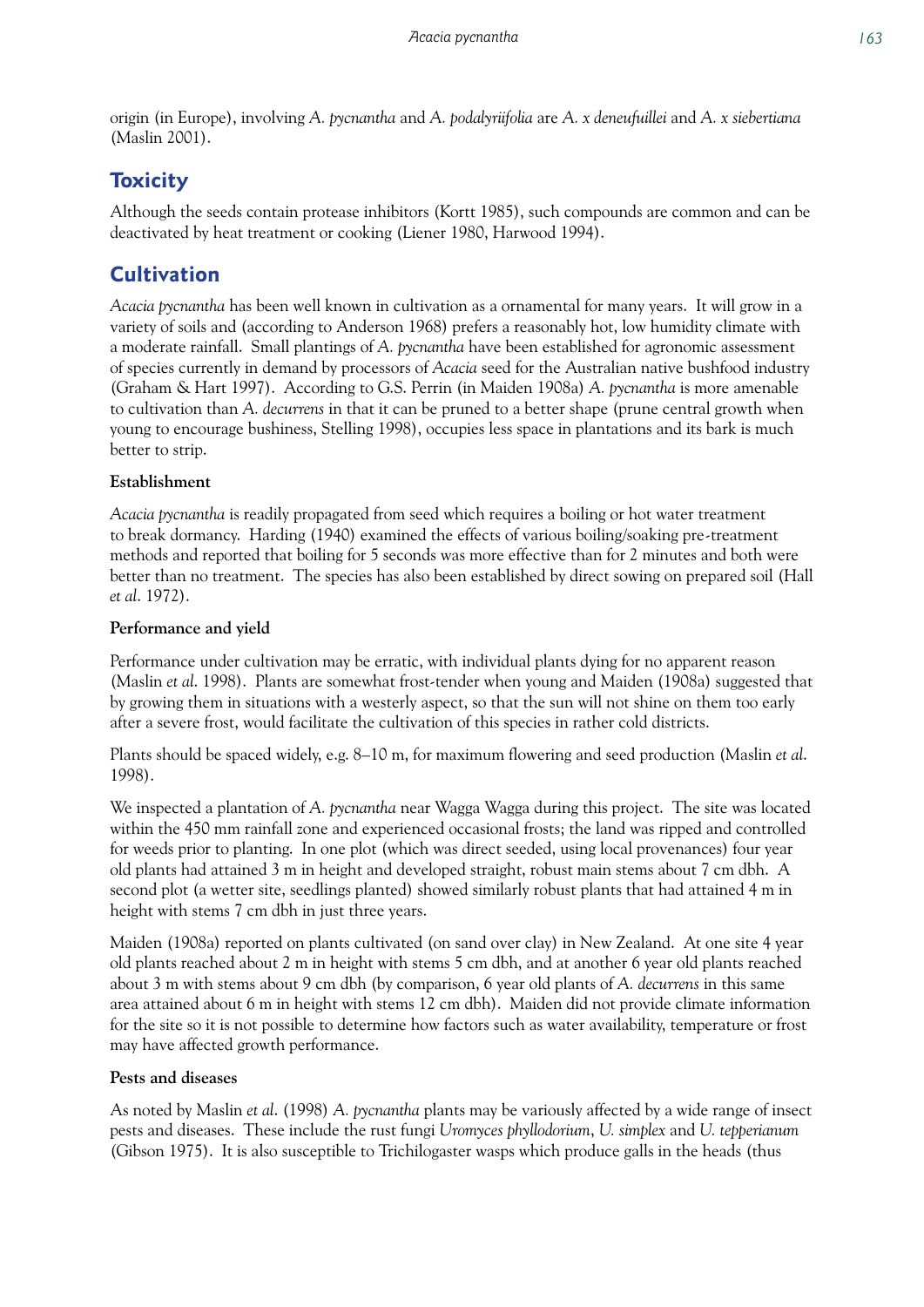origin (in Europe), involving *A. pycnantha* and *A. podalyriifolia* are *A. x deneufuillei* and *A. x siebertiana* (Maslin 2001).

## Toxicity

Although the seeds contain protease inhibitors (Kortt 1985), such compounds are common and can be deactivated by heat treatment or cooking (Liener 1980, Harwood 1994).

## Cultivation

*Acacia pycnantha* has been well known in cultivation as a ornamental for many years. It will grow in a variety of soils and (according to Anderson 1968) prefers a reasonably hot, low humidity climate with a moderate rainfall. Small plantings of *A. pycnantha* have been established for agronomic assessment of species currently in demand by processors of *Acacia* seed for the Australian native bushfood industry (Graham & Hart 1997). According to G.S. Perrin (in Maiden 1908a) *A. pycnantha* is more amenable to cultivation than *A. decurrens* in that it can be pruned to a better shape (prune central growth when young to encourage bushiness, Stelling 1998), occupies less space in plantations and its bark is much better to strip.

### Establishment

*Acacia pycnantha* is readily propagated from seed which requires a boiling or hot water treatment to break dormancy. Harding (1940) examined the effects of various boiling/soaking pre-treatment methods and reported that boiling for 5 seconds was more effective than for 2 minutes and both were better than no treatment. The species has also been established by direct sowing on prepared soil (Hall *et al*. 1972).

### Performance and yield

Performance under cultivation may be erratic, with individual plants dying for no apparent reason (Maslin *et al*. 1998). Plants are somewhat frost-tender when young and Maiden (1908a) suggested that by growing them in situations with a westerly aspect, so that the sun will not shine on them too early after a severe frost, would facilitate the cultivation of this species in rather cold districts.

Plants should be spaced widely, e.g. 8–10 m, for maximum flowering and seed production (Maslin *et al*. 1998).

We inspected a plantation of *A. pycnantha* near Wagga Wagga during this project. The site was located within the 450 mm rainfall zone and experienced occasional frosts; the land was ripped and controlled for weeds prior to planting. In one plot (which was direct seeded, using local provenances) four year old plants had attained 3 m in height and developed straight, robust main stems about 7 cm dbh. A second plot (a wetter site, seedlings planted) showed similarly robust plants that had attained 4 m in height with stems 7 cm dbh in just three years.

Maiden (1908a) reported on plants cultivated (on sand over clay) in New Zealand. At one site 4 year old plants reached about 2 m in height with stems 5 cm dbh, and at another 6 year old plants reached about 3 m with stems about 9 cm dbh (by comparison, 6 year old plants of *A. decurrens* in this same area attained about 6 m in height with stems 12 cm dbh). Maiden did not provide climate information for the site so it is not possible to determine how factors such as water availability, temperature or frost may have affected growth performance.

### Pests and diseases

As noted by Maslin *et al*. (1998) *A. pycnantha* plants may be variously affected by a wide range of insect pests and diseases. These include the rust fungi *Uromyces phyllodorium*, *U. simplex* and *U. tepperianum* (Gibson 1975). It is also susceptible to Trichilogaster wasps which produce galls in the heads (thus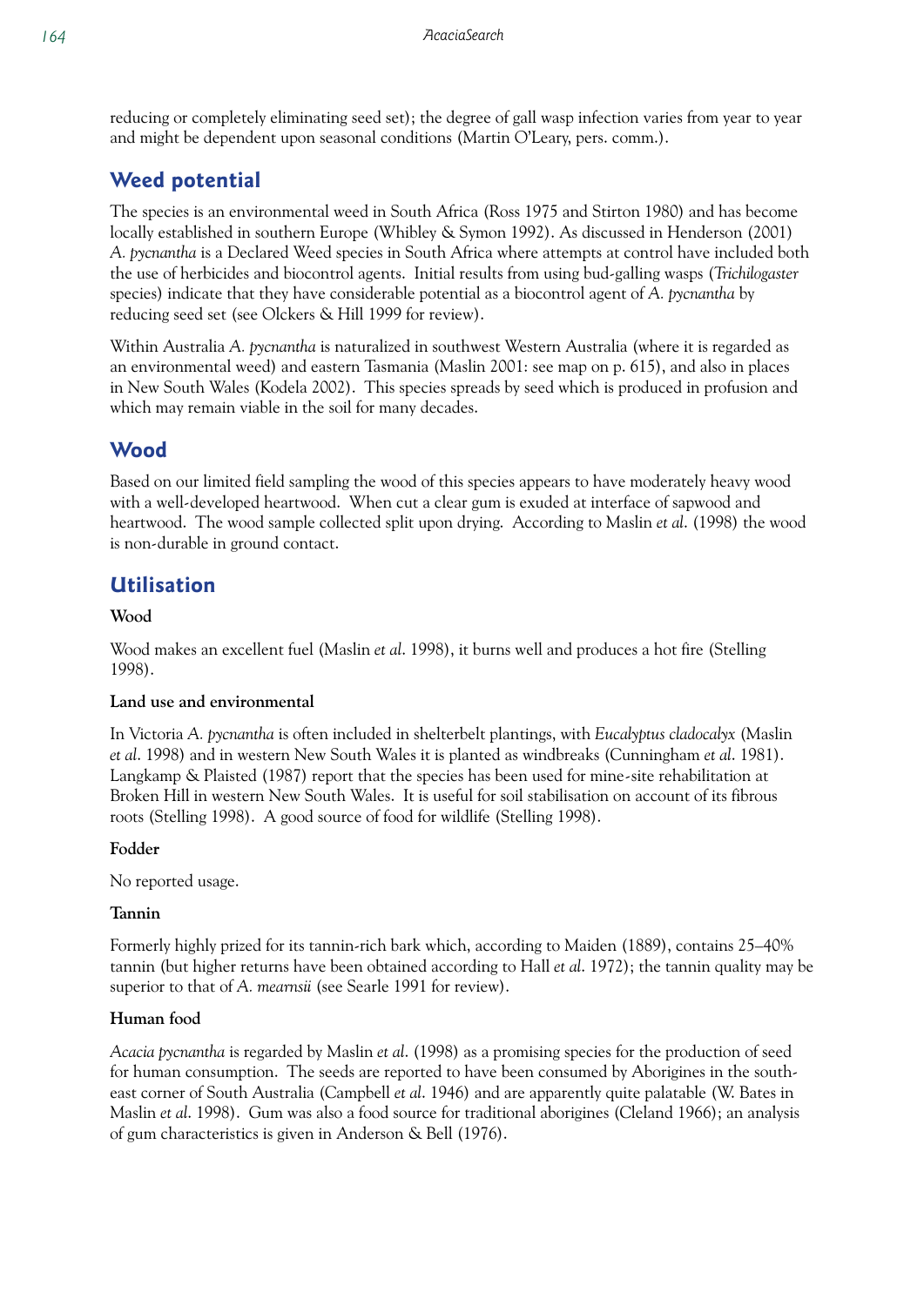reducing or completely eliminating seed set); the degree of gall wasp infection varies from year to year and might be dependent upon seasonal conditions (Martin O'Leary, pers. comm.).

## Weed potential

The species is an environmental weed in South Africa (Ross 1975 and Stirton 1980) and has become locally established in southern Europe (Whibley & Symon 1992). As discussed in Henderson (2001) *A. pycnantha* is a Declared Weed species in South Africa where attempts at control have included both the use of herbicides and biocontrol agents. Initial results from using bud-galling wasps (*Trichilogaster* species) indicate that they have considerable potential as a biocontrol agent of *A. pycnantha* by reducing seed set (see Olckers & Hill 1999 for review).

Within Australia *A. pycnantha* is naturalized in southwest Western Australia (where it is regarded as an environmental weed) and eastern Tasmania (Maslin 2001: see map on p. 615), and also in places in New South Wales (Kodela 2002). This species spreads by seed which is produced in profusion and which may remain viable in the soil for many decades.

## Wood

Based on our limited field sampling the wood of this species appears to have moderately heavy wood with a well-developed heartwood. When cut a clear gum is exuded at interface of sapwood and heartwood. The wood sample collected split upon drying. According to Maslin *et al.* (1998) the wood is non-durable in ground contact.

## Utilisation

### Wood

Wood makes an excellent fuel (Maslin *et al.* 1998), it burns well and produces a hot fire (Stelling 1998).

### Land use and environmental

In Victoria *A. pycnantha* is often included in shelterbelt plantings, with *Eucalyptus cladocalyx* (Maslin *et al.* 1998) and in western New South Wales it is planted as windbreaks (Cunningham *et al.* 1981). Langkamp & Plaisted (1987) report that the species has been used for mine-site rehabilitation at Broken Hill in western New South Wales. It is useful for soil stabilisation on account of its fibrous roots (Stelling 1998). A good source of food for wildlife (Stelling 1998).

### Fodder

No reported usage.

### Tannin

Formerly highly prized for its tannin-rich bark which, according to Maiden (1889), contains 25–40% tannin (but higher returns have been obtained according to Hall *et al.* 1972); the tannin quality may be superior to that of *A. mearnsii* (see Searle 1991 for review).

### Human food

*Acacia pycnantha* is regarded by Maslin *et al.* (1998) as a promising species for the production of seed for human consumption. The seeds are reported to have been consumed by Aborigines in the south-east corner of South Australia (Campbell *et al.* 1946) and are apparently quite palatable (W. Bates in Maslin *et al.* 1998). Gum was also a food source for traditional aborigines (Cleland 1966); an analysis of gum characteristics is given in Anderson & Bell (1976).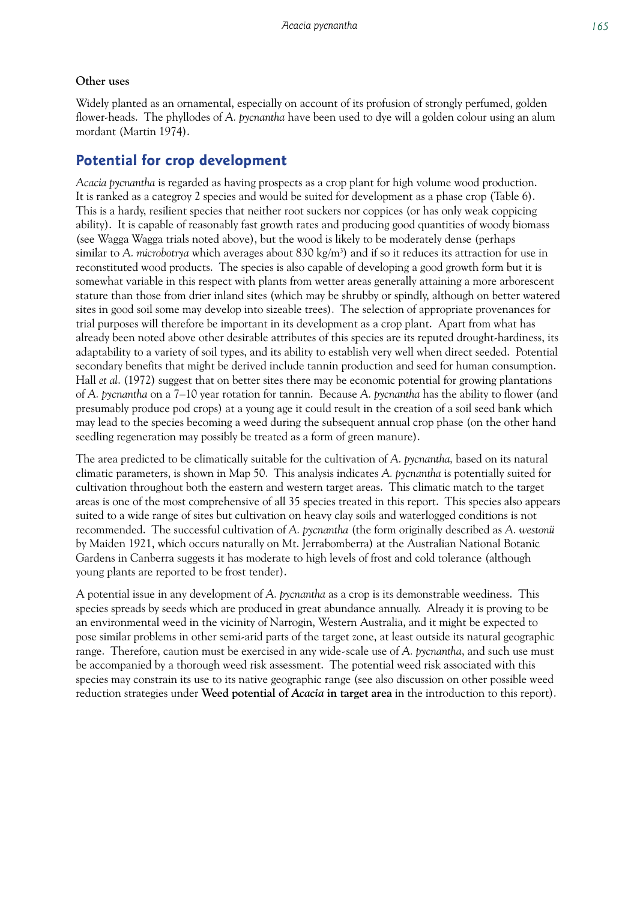### Other uses

Widely planted as an ornamental, especially on account of its profusion of strongly perfumed, golden flower-heads. The phyllodes of *A. pycnantha* have been used to dye will a golden colour using an alum mordant (Martin 1974).

## Potential for crop development

*Acacia pycnantha* is regarded as having prospects as a crop plant for high volume wood production. It is ranked as a categroy 2 species and would be suited for development as a phase crop (Table 6). This is a hardy, resilient species that neither root suckers nor coppices (or has only weak coppicing ability). It is capable of reasonably fast growth rates and producing good quantities of woody biomass (see Wagga Wagga trials noted above), but the wood is likely to be moderately dense (perhaps similar to *A. microbotrya* which averages about 830 kg/m$^3$) and if so it reduces its attraction for use in reconstituted wood products. The species is also capable of developing a good growth form but it is somewhat variable in this respect with plants from wetter areas generally attaining a more arborescent stature than those from drier inland sites (which may be shrubby or spindly, although on better watered sites in good soil some may develop into sizeable trees). The selection of appropriate provenances for trial purposes will therefore be important in its development as a crop plant. Apart from what has already been noted above other desirable attributes of this species are its reputed drought-hardiness, its adaptability to a variety of soil types, and its ability to establish very well when direct seeded. Potential secondary benefits that might be derived include tannin production and seed for human consumption. Hall *et al*. (1972) suggest that on better sites there may be economic potential for growing plantations of *A. pycnantha* on a 7–10 year rotation for tannin. Because *A. pycnantha* has the ability to flower (and presumably produce pod crops) at a young age it could result in the creation of a soil seed bank which may lead to the species becoming a weed during the subsequent annual crop phase (on the other hand seedling regeneration may possibly be treated as a form of green manure).

The area predicted to be climatically suitable for the cultivation of *A. pycnantha,* based on its natural climatic parameters, is shown in Map 50. This analysis indicates *A. pycnantha* is potentially suited for cultivation throughout both the eastern and western target areas. This climatic match to the target areas is one of the most comprehensive of all 35 species treated in this report. This species also appears suited to a wide range of sites but cultivation on heavy clay soils and waterlogged conditions is not recommended. The successful cultivation of *A. pycnantha* (the form originally described as *A. westonii* by Maiden 1921, which occurs naturally on Mt. Jerrabomberra) at the Australian National Botanic Gardens in Canberra suggests it has moderate to high levels of frost and cold tolerance (although young plants are reported to be frost tender).

A potential issue in any development of *A. pycnantha* as a crop is its demonstrable weediness. This species spreads by seeds which are produced in great abundance annually. Already it is proving to be an environmental weed in the vicinity of Narrogin, Western Australia, and it might be expected to pose similar problems in other semi-arid parts of the target zone, at least outside its natural geographic range. Therefore, caution must be exercised in any wide-scale use of *A. pycnantha*, and such use must be accompanied by a thorough weed risk assessment. The potential weed risk associated with this species may constrain its use to its native geographic range (see also discussion on other possible weed reduction strategies under **Weed potential of *Acacia* in target area** in the introduction to this report).